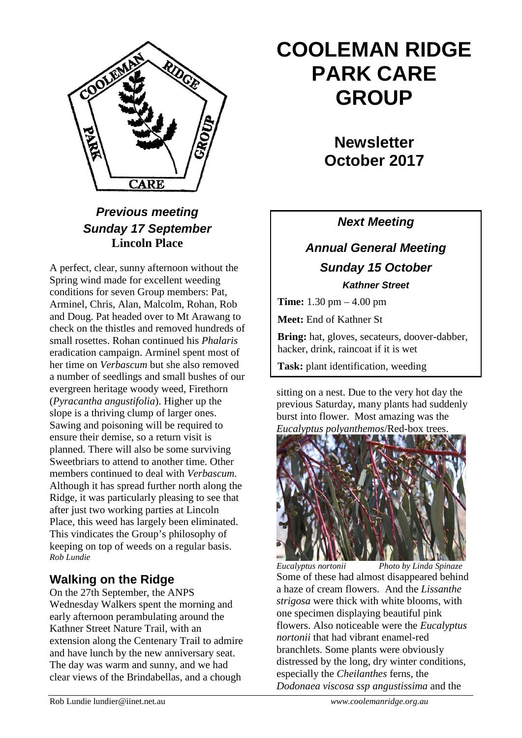# COOLEMAN RIDGE PARK CARE GROUP

## Newsletter October 2017

### *Previous meeting Sunday 17 September*
**Lincoln Place**

A perfect, clear, sunny afternoon without the Spring wind made for excellent weeding conditions for seven Group members: Pat, Arminel, Chris, Alan, Malcolm, Rohan, Rob and Doug. Pat headed over to Mt Arawang to check on the thistles and removed hundreds of small rosettes. Rohan continued his *Phalaris* eradication campaign. Arminel spent most of her time on *Verbascum* but she also removed a number of seedlings and small bushes of our evergreen heritage woody weed, Firethorn (*Pyracantha angustifolia*). Higher up the slope is a thriving clump of larger ones. Sawing and poisoning will be required to ensure their demise, so a return visit is planned. There will also be some surviving Sweetbriars to attend to another time. Other members continued to deal with *Verbascum*. Although it has spread further north along the Ridge, it was particularly pleasing to see that after just two working parties at Lincoln Place, this weed has largely been eliminated. This vindicates the Group's philosophy of keeping on top of weeds on a regular basis.
*Rob Lundie*

### *Next Meeting*

**_Annual General Meeting_**

**_Sunday 15 October_**

***Kathner Street***

**Time:** 1.30 pm – 4.00 pm

**Meet:** End of Kathner St

**Bring:** hat, gloves, secateurs, doover-dabber, hacker, drink, raincoat if it is wet

**Task:** plant identification, weeding

## Walking on the Ridge

On the 27th September, the ANPS Wednesday Walkers spent the morning and early afternoon perambulating around the Kathner Street Nature Trail, with an extension along the Centenary Trail to admire and have lunch by the new anniversary seat. The day was warm and sunny, and we had clear views of the Brindabellas, and a chough sitting on a nest. Due to the very hot day the previous Saturday, many plants had suddenly burst into flower. Most amazing was the *Eucalyptus polyanthemos*/Red-box trees.

*Eucalyptus nortonii* *Photo by Linda Spinaze*

Some of these had almost disappeared behind a haze of cream flowers. And the *Lissanthe strigosa* were thick with white blooms, with one specimen displaying beautiful pink flowers. Also noticeable were the *Eucalyptus nortonii* that had vibrant enamel-red branchlets. Some plants were obviously distressed by the long, dry winter conditions, especially the *Cheilanthes* ferns, the *Dodonaea viscosa ssp angustissima* and the

Rob Lundie lundier@iinet.net.au *www.coolemanridge.org.au*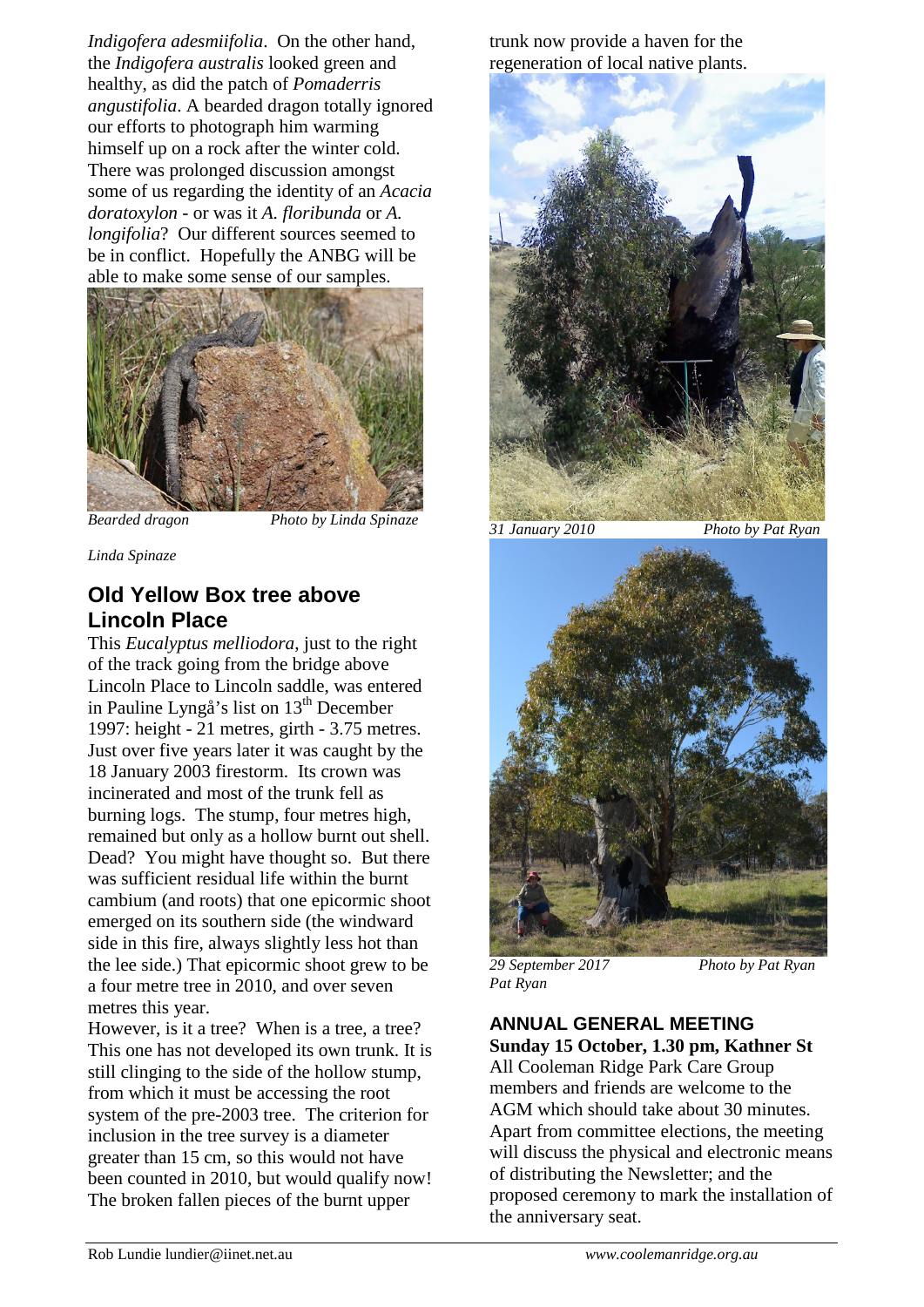*Indigofera adesmiifolia*. On the other hand, the *Indigofera australis* looked green and healthy, as did the patch of *Pomaderris angustifolia*. A bearded dragon totally ignored our efforts to photograph him warming himself up on a rock after the winter cold. There was prolonged discussion amongst some of us regarding the identity of an *Acacia doratoxylon* - or was it *A. floribunda* or *A. longifolia*? Our different sources seemed to be in conflict. Hopefully the ANBG will be able to make some sense of our samples.

*Bearded dragon* *Photo by Linda Spinaze*

*Linda Spinaze*

## Old Yellow Box tree above Lincoln Place

This *Eucalyptus melliodora*, just to the right of the track going from the bridge above Lincoln Place to Lincoln saddle, was entered in Pauline Lyngå's list on 13th December 1997: height - 21 metres, girth - 3.75 metres. Just over five years later it was caught by the 18 January 2003 firestorm. Its crown was incinerated and most of the trunk fell as burning logs. The stump, four metres high, remained but only as a hollow burnt out shell. Dead? You might have thought so. But there was sufficient residual life within the burnt cambium (and roots) that one epicormic shoot emerged on its southern side (the windward side in this fire, always slightly less hot than the lee side.) That epicormic shoot grew to be a four metre tree in 2010, and over seven metres this year.

However, is it a tree? When is a tree, a tree? This one has not developed its own trunk. It is still clinging to the side of the hollow stump, from which it must be accessing the root system of the pre-2003 tree. The criterion for inclusion in the tree survey is a diameter greater than 15 cm, so this would not have been counted in 2010, but would qualify now! The broken fallen pieces of the burnt upper trunk now provide a haven for the regeneration of local native plants.

*31 January 2010* *Photo by Pat Ryan*

*29 September 2017* *Photo by Pat Ryan*

*Pat Ryan*

### ANNUAL GENERAL MEETING

**Sunday 15 October, 1.30 pm, Kathner St**

All Cooleman Ridge Park Care Group members and friends are welcome to the AGM which should take about 30 minutes. Apart from committee elections, the meeting will discuss the physical and electronic means of distributing the Newsletter; and the proposed ceremony to mark the installation of the anniversary seat.

Rob Lundie lundier@iinet.net.au *www.coolemanridge.org.au*